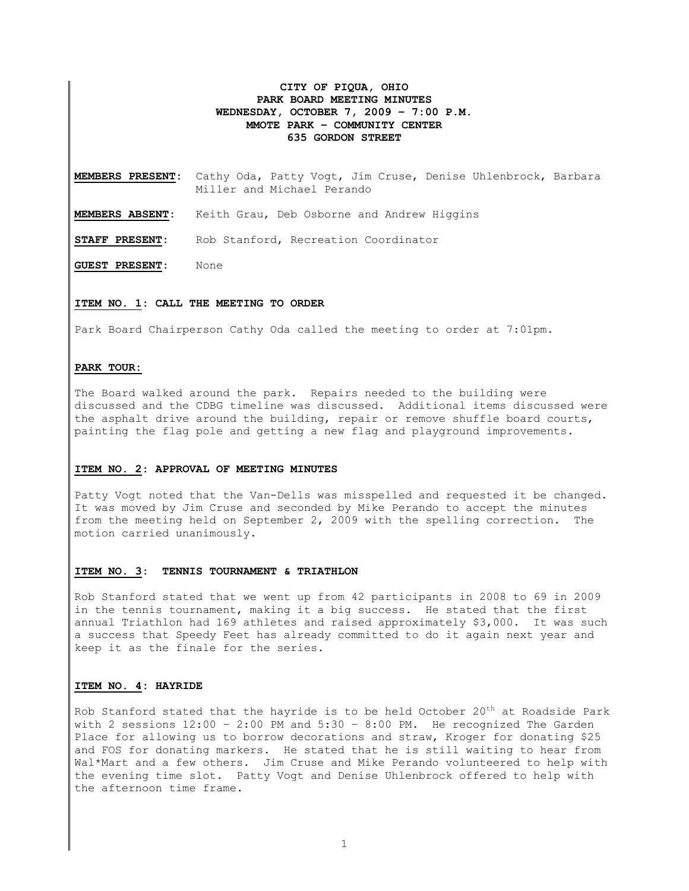**CITY OF PIQUA, OHIO**
**PARK BOARD MEETING MINUTES**
**WEDNESDAY, OCTOBER 7, 2009 – 7:00 P.M.**
**MMOTE PARK – COMMUNITY CENTER**
**635 GORDON STREET**

**MEMBERS PRESENT**: Cathy Oda, Patty Vogt, Jim Cruse, Denise Uhlenbrock, Barbara Miller and Michael Perando

**MEMBERS ABSENT**: Keith Grau, Deb Osborne and Andrew Higgins

**STAFF PRESENT**: Rob Stanford, Recreation Coordinator

**GUEST PRESENT**: None

**ITEM NO. 1: CALL THE MEETING TO ORDER**

Park Board Chairperson Cathy Oda called the meeting to order at 7:01pm.

**PARK TOUR:**

The Board walked around the park. Repairs needed to the building were discussed and the CDBG timeline was discussed. Additional items discussed were the asphalt drive around the building, repair or remove shuffle board courts, painting the flag pole and getting a new flag and playground improvements.

**ITEM NO. 2: APPROVAL OF MEETING MINUTES**

Patty Vogt noted that the Van-Dells was misspelled and requested it be changed. It was moved by Jim Cruse and seconded by Mike Perando to accept the minutes from the meeting held on September 2, 2009 with the spelling correction. The motion carried unanimously.

**ITEM NO. 3: TENNIS TOURNAMENT & TRIATHLON**

Rob Stanford stated that we went up from 42 participants in 2008 to 69 in 2009 in the tennis tournament, making it a big success. He stated that the first annual Triathlon had 169 athletes and raised approximately $3,000. It was such a success that Speedy Feet has already committed to do it again next year and keep it as the finale for the series.

**ITEM NO. 4: HAYRIDE**

Rob Stanford stated that the hayride is to be held October 20th at Roadside Park with 2 sessions 12:00 – 2:00 PM and 5:30 – 8:00 PM. He recognized The Garden Place for allowing us to borrow decorations and straw, Kroger for donating $25 and FOS for donating markers. He stated that he is still waiting to hear from Wal*Mart and a few others. Jim Cruse and Mike Perando volunteered to help with the evening time slot. Patty Vogt and Denise Uhlenbrock offered to help with the afternoon time frame.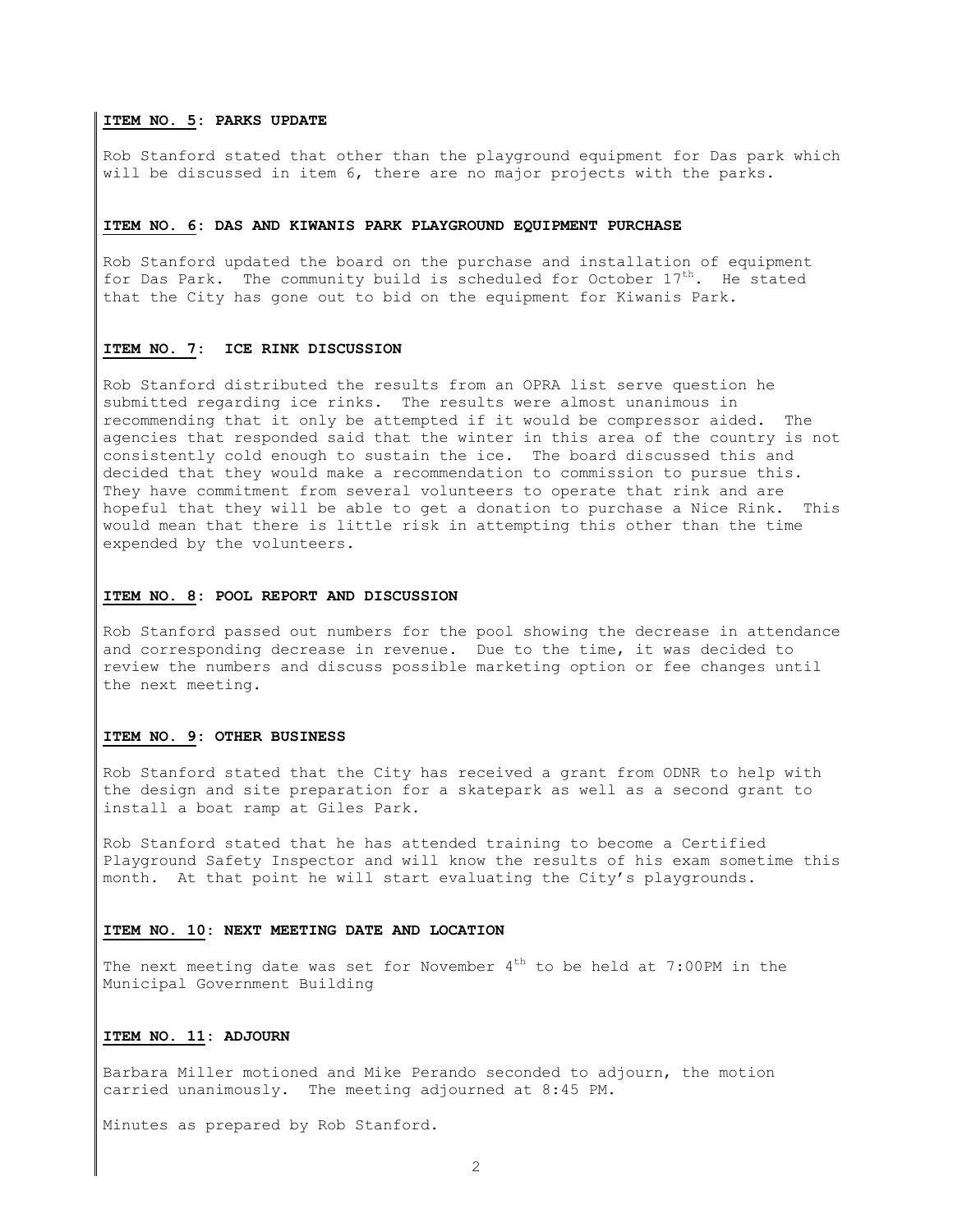**ITEM NO. 5: PARKS UPDATE**

Rob Stanford stated that other than the playground equipment for Das park which will be discussed in item 6, there are no major projects with the parks.

**ITEM NO. 6: DAS AND KIWANIS PARK PLAYGROUND EQUIPMENT PURCHASE**

Rob Stanford updated the board on the purchase and installation of equipment for Das Park. The community build is scheduled for October 17th. He stated that the City has gone out to bid on the equipment for Kiwanis Park.

**ITEM NO. 7: ICE RINK DISCUSSION**

Rob Stanford distributed the results from an OPRA list serve question he submitted regarding ice rinks. The results were almost unanimous in recommending that it only be attempted if it would be compressor aided. The agencies that responded said that the winter in this area of the country is not consistently cold enough to sustain the ice. The board discussed this and decided that they would make a recommendation to commission to pursue this. They have commitment from several volunteers to operate that rink and are hopeful that they will be able to get a donation to purchase a Nice Rink. This would mean that there is little risk in attempting this other than the time expended by the volunteers.

**ITEM NO. 8: POOL REPORT AND DISCUSSION**

Rob Stanford passed out numbers for the pool showing the decrease in attendance and corresponding decrease in revenue. Due to the time, it was decided to review the numbers and discuss possible marketing option or fee changes until the next meeting.

**ITEM NO. 9: OTHER BUSINESS**

Rob Stanford stated that the City has received a grant from ODNR to help with the design and site preparation for a skatepark as well as a second grant to install a boat ramp at Giles Park.

Rob Stanford stated that he has attended training to become a Certified Playground Safety Inspector and will know the results of his exam sometime this month. At that point he will start evaluating the City's playgrounds.

**ITEM NO. 10: NEXT MEETING DATE AND LOCATION**

The next meeting date was set for November 4th to be held at 7:00PM in the Municipal Government Building

**ITEM NO. 11: ADJOURN**

Barbara Miller motioned and Mike Perando seconded to adjourn, the motion carried unanimously. The meeting adjourned at 8:45 PM.

Minutes as prepared by Rob Stanford.